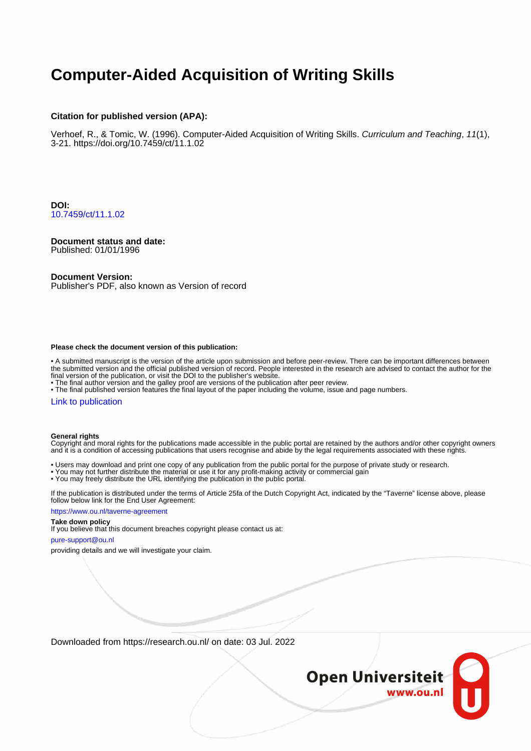# Computer-Aided Acquisition of Writing Skills

**Citation for published version (APA):**

Verhoef, R., & Tomic, W. (1996). Computer-Aided Acquisition of Writing Skills. *Curriculum and Teaching*, *11*(1), 3-21. https://doi.org/10.7459/ct/11.1.02

**DOI:**
10.7459/ct/11.1.02

**Document status and date:**
Published: 01/01/1996

**Document Version:**
Publisher's PDF, also known as Version of record

**Please check the document version of this publication:**

• A submitted manuscript is the version of the article upon submission and before peer-review. There can be important differences between the submitted version and the official published version of record. People interested in the research are advised to contact the author for the final version of the publication, or visit the DOI to the publisher's website.
• The final author version and the galley proof are versions of the publication after peer review.
• The final published version features the final layout of the paper including the volume, issue and page numbers.

Link to publication

**General rights**
Copyright and moral rights for the publications made accessible in the public portal are retained by the authors and/or other copyright owners and it is a condition of accessing publications that users recognise and abide by the legal requirements associated with these rights.

• Users may download and print one copy of any publication from the public portal for the purpose of private study or research.
• You may not further distribute the material or use it for any profit-making activity or commercial gain
• You may freely distribute the URL identifying the publication in the public portal.

If the publication is distributed under the terms of Article 25fa of the Dutch Copyright Act, indicated by the "Taverne" license above, please follow below link for the End User Agreement:

https://www.ou.nl/taverne-agreement

**Take down policy**
If you believe that this document breaches copyright please contact us at:

pure-support@ou.nl

providing details and we will investigate your claim.

Downloaded from https://research.ou.nl/ on date: 03 Jul. 2022

Open Universiteit
www.ou.nl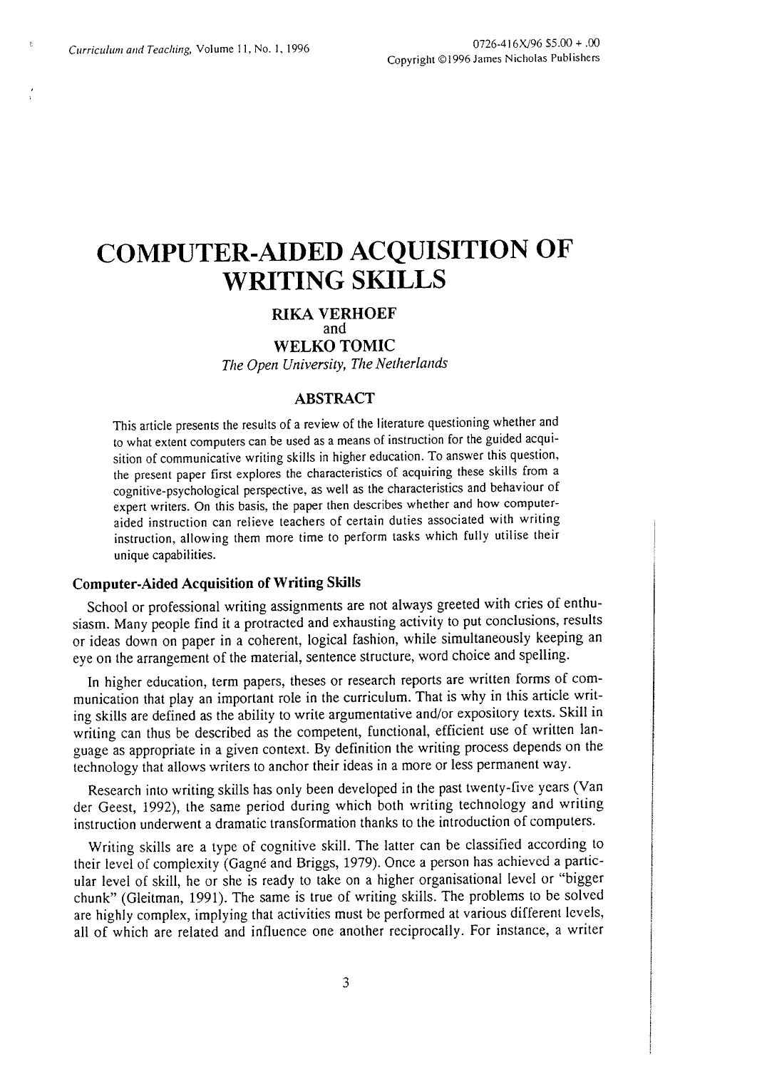# COMPUTER-AIDED ACQUISITION OF WRITING SKILLS

**RIKA VERHOEF**
and
**WELKO TOMIC**
*The Open University, The Netherlands*

## ABSTRACT

This article presents the results of a review of the literature questioning whether and to what extent computers can be used as a means of instruction for the guided acquisition of communicative writing skills in higher education. To answer this question, the present paper first explores the characteristics of acquiring these skills from a cognitive-psychological perspective, as well as the characteristics and behaviour of expert writers. On this basis, the paper then describes whether and how computer-aided instruction can relieve teachers of certain duties associated with writing instruction, allowing them more time to perform tasks which fully utilise their unique capabilities.

### Computer-Aided Acquisition of Writing Skills

School or professional writing assignments are not always greeted with cries of enthusiasm. Many people find it a protracted and exhausting activity to put conclusions, results or ideas down on paper in a coherent, logical fashion, while simultaneously keeping an eye on the arrangement of the material, sentence structure, word choice and spelling.

In higher education, term papers, theses or research reports are written forms of communication that play an important role in the curriculum. That is why in this article writing skills are defined as the ability to write argumentative and/or expository texts. Skill in writing can thus be described as the competent, functional, efficient use of written language as appropriate in a given context. By definition the writing process depends on the technology that allows writers to anchor their ideas in a more or less permanent way.

Research into writing skills has only been developed in the past twenty-five years (Van der Geest, 1992), the same period during which both writing technology and writing instruction underwent a dramatic transformation thanks to the introduction of computers.

Writing skills are a type of cognitive skill. The latter can be classified according to their level of complexity (Gagné and Briggs, 1979). Once a person has achieved a particular level of skill, he or she is ready to take on a higher organisational level or "bigger chunk" (Gleitman, 1991). The same is true of writing skills. The problems to be solved are highly complex, implying that activities must be performed at various different levels, all of which are related and influence one another reciprocally. For instance, a writer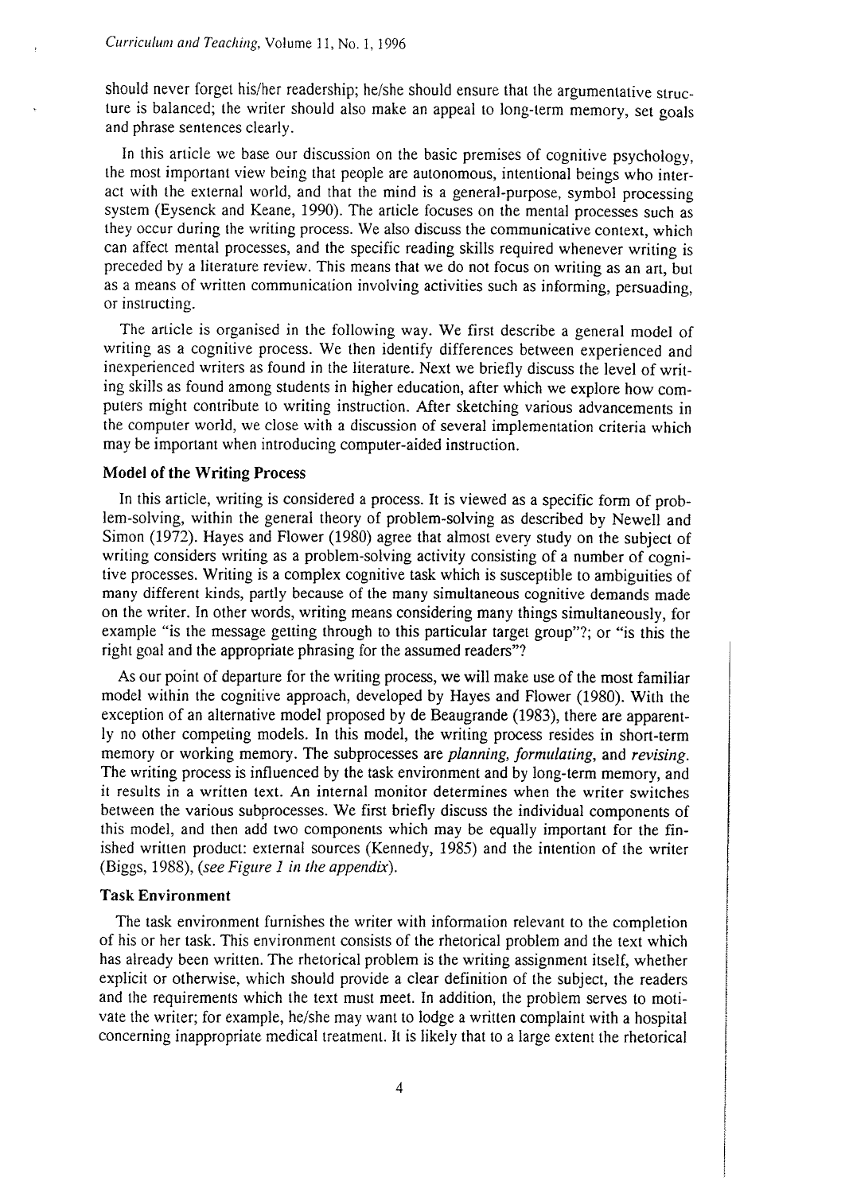should never forget his/her readership; he/she should ensure that the argumentative structure is balanced; the writer should also make an appeal to long-term memory, set goals and phrase sentences clearly.

In this article we base our discussion on the basic premises of cognitive psychology, the most important view being that people are autonomous, intentional beings who interact with the external world, and that the mind is a general-purpose, symbol processing system (Eysenck and Keane, 1990). The article focuses on the mental processes such as they occur during the writing process. We also discuss the communicative context, which can affect mental processes, and the specific reading skills required whenever writing is preceded by a literature review. This means that we do not focus on writing as an art, but as a means of written communication involving activities such as informing, persuading, or instructing.

The article is organised in the following way. We first describe a general model of writing as a cognitive process. We then identify differences between experienced and inexperienced writers as found in the literature. Next we briefly discuss the level of writing skills as found among students in higher education, after which we explore how computers might contribute to writing instruction. After sketching various advancements in the computer world, we close with a discussion of several implementation criteria which may be important when introducing computer-aided instruction.

### Model of the Writing Process

In this article, writing is considered a process. It is viewed as a specific form of problem-solving, within the general theory of problem-solving as described by Newell and Simon (1972). Hayes and Flower (1980) agree that almost every study on the subject of writing considers writing as a problem-solving activity consisting of a number of cognitive processes. Writing is a complex cognitive task which is susceptible to ambiguities of many different kinds, partly because of the many simultaneous cognitive demands made on the writer. In other words, writing means considering many things simultaneously, for example "is the message getting through to this particular target group"?; or "is this the right goal and the appropriate phrasing for the assumed readers"?

As our point of departure for the writing process, we will make use of the most familiar model within the cognitive approach, developed by Hayes and Flower (1980). With the exception of an alternative model proposed by de Beaugrande (1983), there are apparently no other competing models. In this model, the writing process resides in short-term memory or working memory. The subprocesses are *planning, formulating*, and *revising*. The writing process is influenced by the task environment and by long-term memory, and it results in a written text. An internal monitor determines when the writer switches between the various subprocesses. We first briefly discuss the individual components of this model, and then add two components which may be equally important for the finished written product: external sources (Kennedy, 1985) and the intention of the writer (Biggs, 1988), *(see Figure 1 in the appendix)*.

### Task Environment

The task environment furnishes the writer with information relevant to the completion of his or her task. This environment consists of the rhetorical problem and the text which has already been written. The rhetorical problem is the writing assignment itself, whether explicit or otherwise, which should provide a clear definition of the subject, the readers and the requirements which the text must meet. In addition, the problem serves to motivate the writer; for example, he/she may want to lodge a written complaint with a hospital concerning inappropriate medical treatment. It is likely that to a large extent the rhetorical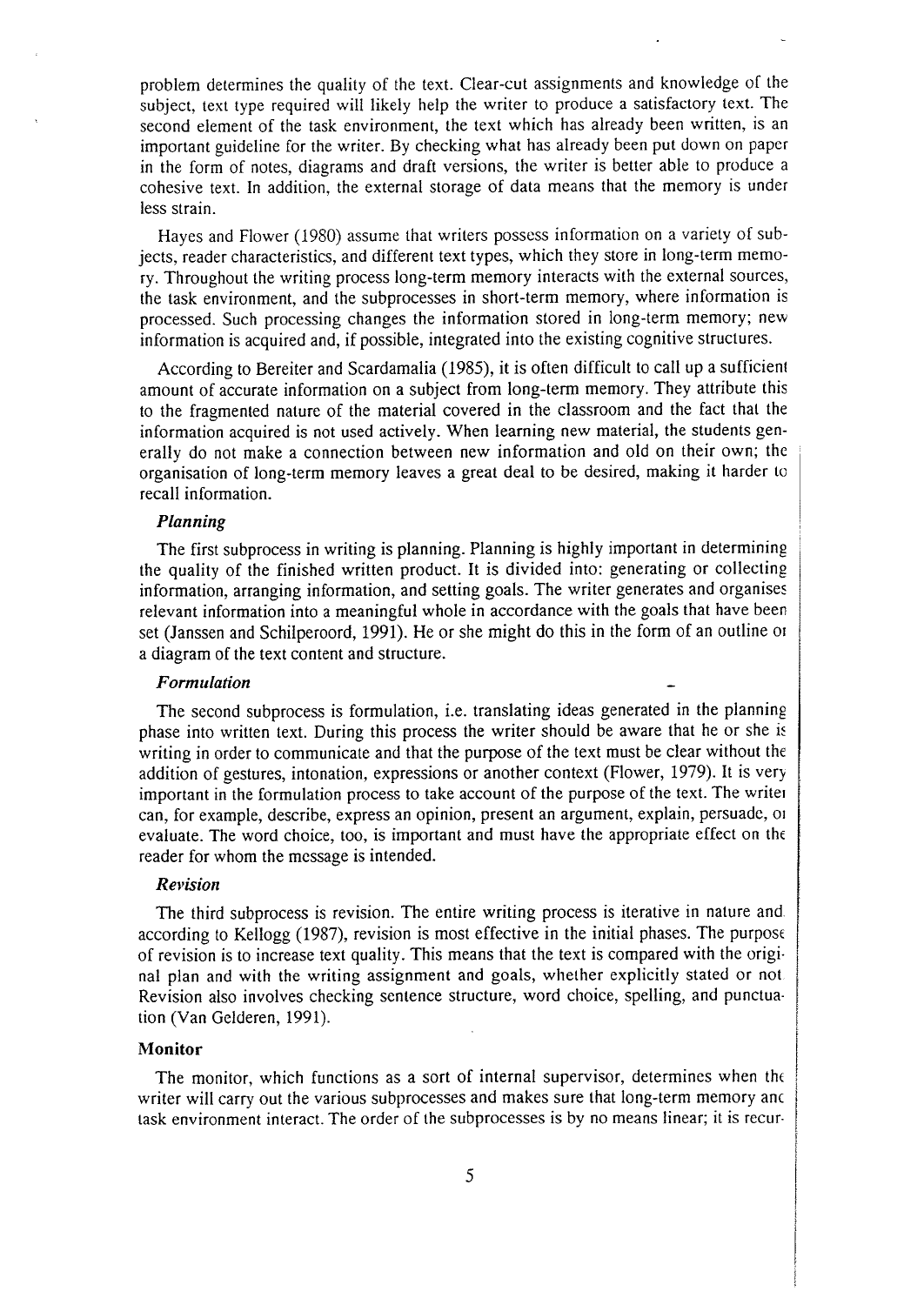problem determines the quality of the text. Clear-cut assignments and knowledge of the subject, text type required will likely help the writer to produce a satisfactory text. The second element of the task environment, the text which has already been written, is an important guideline for the writer. By checking what has already been put down on paper in the form of notes, diagrams and draft versions, the writer is better able to produce a cohesive text. In addition, the external storage of data means that the memory is under less strain.

Hayes and Flower (1980) assume that writers possess information on a variety of subjects, reader characteristics, and different text types, which they store in long-term memory. Throughout the writing process long-term memory interacts with the external sources, the task environment, and the subprocesses in short-term memory, where information is processed. Such processing changes the information stored in long-term memory; new information is acquired and, if possible, integrated into the existing cognitive structures.

According to Bereiter and Scardamalia (1985), it is often difficult to call up a sufficient amount of accurate information on a subject from long-term memory. They attribute this to the fragmented nature of the material covered in the classroom and the fact that the information acquired is not used actively. When learning new material, the students generally do not make a connection between new information and old on their own; the organisation of long-term memory leaves a great deal to be desired, making it harder to recall information.

#### *Planning*

The first subprocess in writing is planning. Planning is highly important in determining the quality of the finished written product. It is divided into: generating or collecting information, arranging information, and setting goals. The writer generates and organises relevant information into a meaningful whole in accordance with the goals that have been set (Janssen and Schilperoord, 1991). He or she might do this in the form of an outline or a diagram of the text content and structure.

#### *Formulation*

The second subprocess is formulation, i.e. translating ideas generated in the planning phase into written text. During this process the writer should be aware that he or she is writing in order to communicate and that the purpose of the text must be clear without the addition of gestures, intonation, expressions or another context (Flower, 1979). It is very important in the formulation process to take account of the purpose of the text. The writer can, for example, describe, express an opinion, present an argument, explain, persuade, or evaluate. The word choice, too, is important and must have the appropriate effect on the reader for whom the message is intended.

#### *Revision*

The third subprocess is revision. The entire writing process is iterative in nature and according to Kellogg (1987), revision is most effective in the initial phases. The purpose of revision is to increase text quality. This means that the text is compared with the original plan and with the writing assignment and goals, whether explicitly stated or not. Revision also involves checking sentence structure, word choice, spelling, and punctuation (Van Gelderen, 1991).

### Monitor

The monitor, which functions as a sort of internal supervisor, determines when the writer will carry out the various subprocesses and makes sure that long-term memory and task environment interact. The order of the subprocesses is by no means linear; it is recur-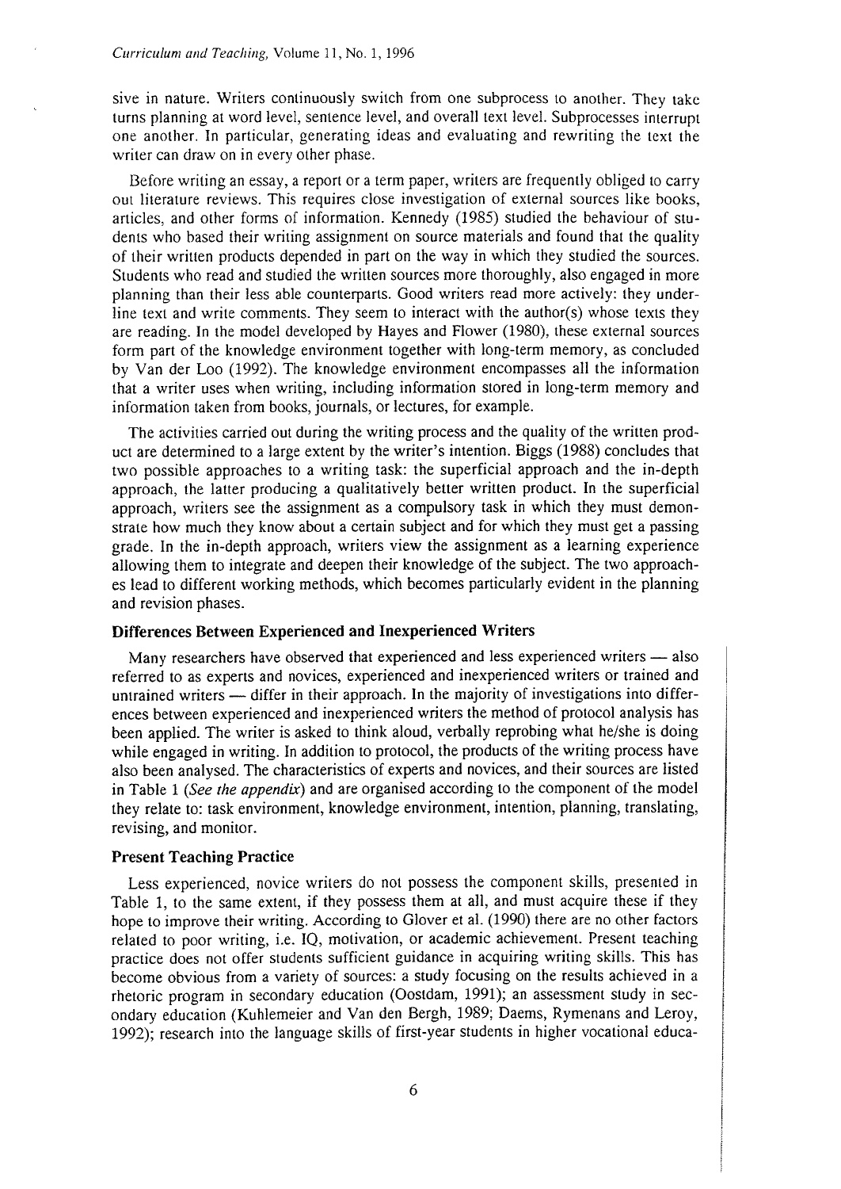sive in nature. Writers continuously switch from one subprocess to another. They take turns planning at word level, sentence level, and overall text level. Subprocesses interrupt one another. In particular, generating ideas and evaluating and rewriting the text the writer can draw on in every other phase.

Before writing an essay, a report or a term paper, writers are frequently obliged to carry out literature reviews. This requires close investigation of external sources like books, articles, and other forms of information. Kennedy (1985) studied the behaviour of students who based their writing assignment on source materials and found that the quality of their written products depended in part on the way in which they studied the sources. Students who read and studied the written sources more thoroughly, also engaged in more planning than their less able counterparts. Good writers read more actively: they underline text and write comments. They seem to interact with the author(s) whose texts they are reading. In the model developed by Hayes and Flower (1980), these external sources form part of the knowledge environment together with long-term memory, as concluded by Van der Loo (1992). The knowledge environment encompasses all the information that a writer uses when writing, including information stored in long-term memory and information taken from books, journals, or lectures, for example.

The activities carried out during the writing process and the quality of the written product are determined to a large extent by the writer's intention. Biggs (1988) concludes that two possible approaches to a writing task: the superficial approach and the in-depth approach, the latter producing a qualitatively better written product. In the superficial approach, writers see the assignment as a compulsory task in which they must demonstrate how much they know about a certain subject and for which they must get a passing grade. In the in-depth approach, writers view the assignment as a learning experience allowing them to integrate and deepen their knowledge of the subject. The two approaches lead to different working methods, which becomes particularly evident in the planning and revision phases.

### Differences Between Experienced and Inexperienced Writers

Many researchers have observed that experienced and less experienced writers — also referred to as experts and novices, experienced and inexperienced writers or trained and untrained writers — differ in their approach. In the majority of investigations into differences between experienced and inexperienced writers the method of protocol analysis has been applied. The writer is asked to think aloud, verbally reprobing what he/she is doing while engaged in writing. In addition to protocol, the products of the writing process have also been analysed. The characteristics of experts and novices, and their sources are listed in Table 1 (*See the appendix*) and are organised according to the component of the model they relate to: task environment, knowledge environment, intention, planning, translating, revising, and monitor.

### Present Teaching Practice

Less experienced, novice writers do not possess the component skills, presented in Table 1, to the same extent, if they possess them at all, and must acquire these if they hope to improve their writing. According to Glover et al. (1990) there are no other factors related to poor writing, i.e. IQ, motivation, or academic achievement. Present teaching practice does not offer students sufficient guidance in acquiring writing skills. This has become obvious from a variety of sources: a study focusing on the results achieved in a rhetoric program in secondary education (Oostdam, 1991); an assessment study in secondary education (Kuhlemeier and Van den Bergh, 1989; Daems, Rymenans and Leroy, 1992); research into the language skills of first-year students in higher vocational educa-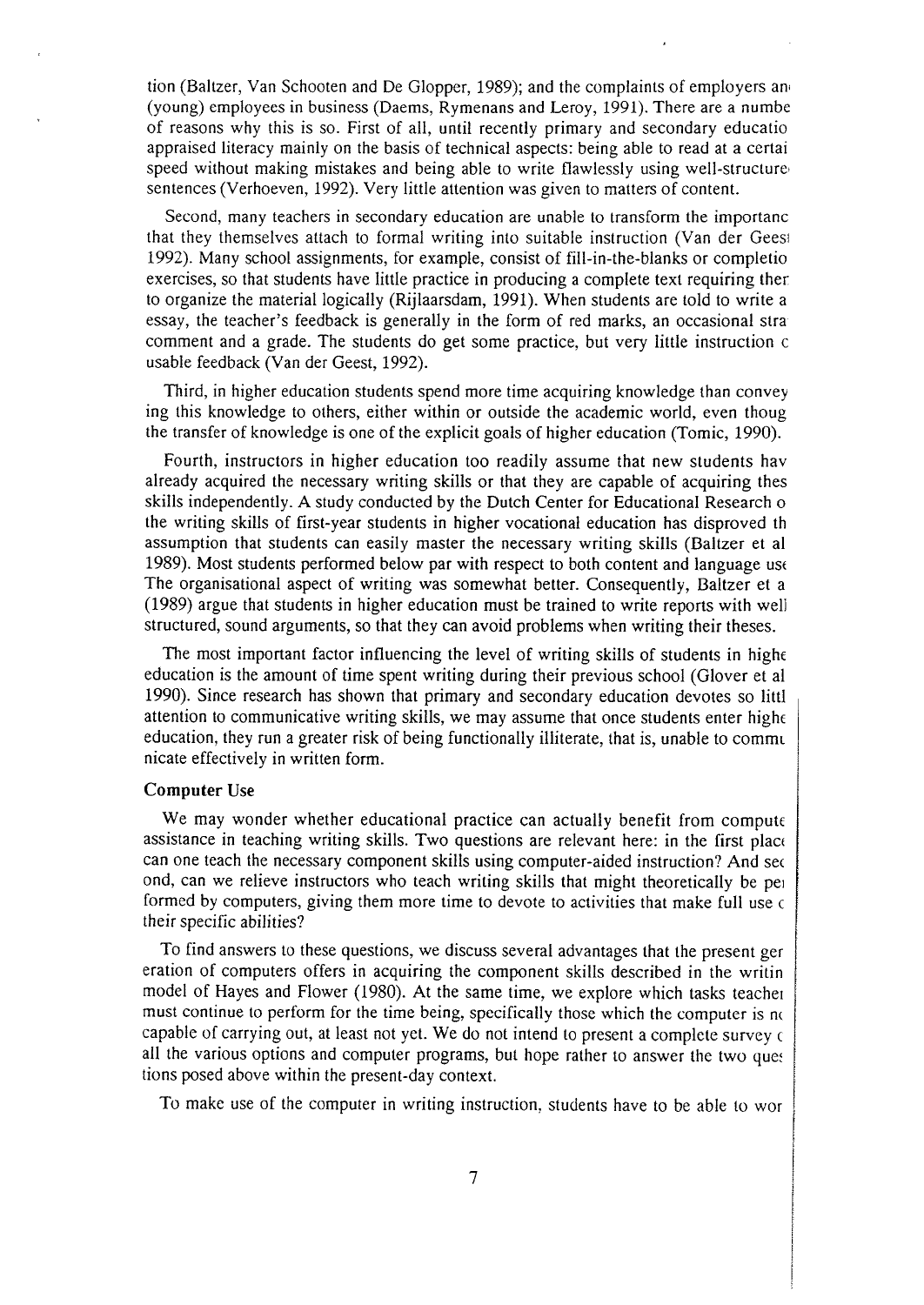tion (Baltzer, Van Schooten and De Glopper, 1989); and the complaints of employers an (young) employees in business (Daems, Rymenans and Leroy, 1991). There are a numbe of reasons why this is so. First of all, until recently primary and secondary educatio appraised literacy mainly on the basis of technical aspects: being able to read at a certai speed without making mistakes and being able to write flawlessly using well-structure sentences (Verhoeven, 1992). Very little attention was given to matters of content.

Second, many teachers in secondary education are unable to transform the importanc that they themselves attach to formal writing into suitable instruction (Van der Geest 1992). Many school assignments, for example, consist of fill-in-the-blanks or completio exercises, so that students have little practice in producing a complete text requiring ther to organize the material logically (Rijlaarsdam, 1991). When students are told to write a essay, the teacher's feedback is generally in the form of red marks, an occasional stra comment and a grade. The students do get some practice, but very little instruction c usable feedback (Van der Geest, 1992).

Third, in higher education students spend more time acquiring knowledge than convey ing this knowledge to others, either within or outside the academic world, even thoug the transfer of knowledge is one of the explicit goals of higher education (Tomic, 1990).

Fourth, instructors in higher education too readily assume that new students hav already acquired the necessary writing skills or that they are capable of acquiring thes skills independently. A study conducted by the Dutch Center for Educational Research o the writing skills of first-year students in higher vocational education has disproved th assumption that students can easily master the necessary writing skills (Baltzer et al 1989). Most students performed below par with respect to both content and language use The organisational aspect of writing was somewhat better. Consequently, Baltzer et a (1989) argue that students in higher education must be trained to write reports with well structured, sound arguments, so that they can avoid problems when writing their theses.

The most important factor influencing the level of writing skills of students in highe education is the amount of time spent writing during their previous school (Glover et al 1990). Since research has shown that primary and secondary education devotes so littl attention to communicative writing skills, we may assume that once students enter highe education, they run a greater risk of being functionally illiterate, that is, unable to commu nicate effectively in written form.

### Computer Use

We may wonder whether educational practice can actually benefit from compute assistance in teaching writing skills. Two questions are relevant here: in the first place can one teach the necessary component skills using computer-aided instruction? And sec ond, can we relieve instructors who teach writing skills that might theoretically be per formed by computers, giving them more time to devote to activities that make full use c their specific abilities?

To find answers to these questions, we discuss several advantages that the present ger eration of computers offers in acquiring the component skills described in the writin model of Hayes and Flower (1980). At the same time, we explore which tasks teacher must continue to perform for the time being, specifically those which the computer is nc capable of carrying out, at least not yet. We do not intend to present a complete survey c all the various options and computer programs, but hope rather to answer the two ques tions posed above within the present-day context.

To make use of the computer in writing instruction, students have to be able to wor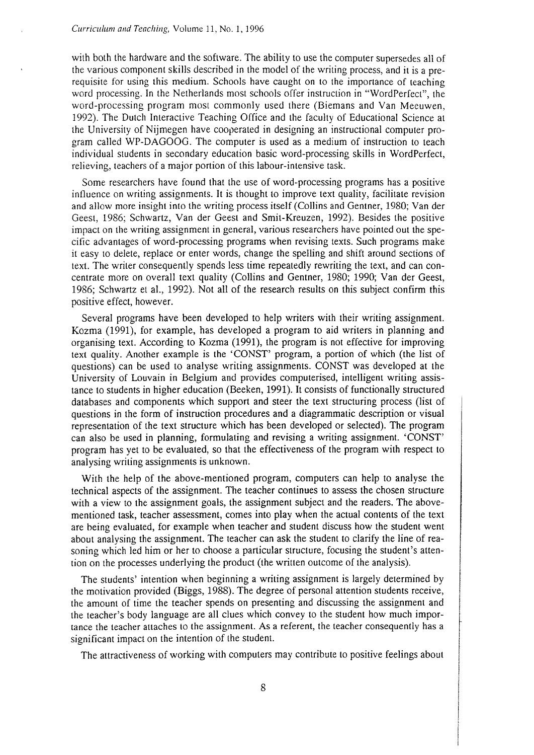with both the hardware and the software. The ability to use the computer supersedes all of the various component skills described in the model of the writing process, and it is a prerequisite for using this medium. Schools have caught on to the importance of teaching word processing. In the Netherlands most schools offer instruction in "WordPerfect", the word-processing program most commonly used there (Biemans and Van Meeuwen, 1992). The Dutch Interactive Teaching Office and the faculty of Educational Science at the University of Nijmegen have cooperated in designing an instructional computer program called WP-DAGOOG. The computer is used as a medium of instruction to teach individual students in secondary education basic word-processing skills in WordPerfect, relieving, teachers of a major portion of this labour-intensive task.

Some researchers have found that the use of word-processing programs has a positive influence on writing assignments. It is thought to improve text quality, facilitate revision and allow more insight into the writing process itself (Collins and Gentner, 1980; Van der Geest, 1986; Schwartz, Van der Geest and Smit-Kreuzen, 1992). Besides the positive impact on the writing assignment in general, various researchers have pointed out the specific advantages of word-processing programs when revising texts. Such programs make it easy to delete, replace or enter words, change the spelling and shift around sections of text. The writer consequently spends less time repeatedly rewriting the text, and can concentrate more on overall text quality (Collins and Gentner, 1980; 1990; Van der Geest, 1986; Schwartz et al., 1992). Not all of the research results on this subject confirm this positive effect, however.

Several programs have been developed to help writers with their writing assignment. Kozma (1991), for example, has developed a program to aid writers in planning and organising text. According to Kozma (1991), the program is not effective for improving text quality. Another example is the 'CONST' program, a portion of which (the list of questions) can be used to analyse writing assignments. CONST was developed at the University of Louvain in Belgium and provides computerised, intelligent writing assistance to students in higher education (Beeken, 1991). It consists of functionally structured databases and components which support and steer the text structuring process (list of questions in the form of instruction procedures and a diagrammatic description or visual representation of the text structure which has been developed or selected). The program can also be used in planning, formulating and revising a writing assignment. 'CONST' program has yet to be evaluated, so that the effectiveness of the program with respect to analysing writing assignments is unknown.

With the help of the above-mentioned program, computers can help to analyse the technical aspects of the assignment. The teacher continues to assess the chosen structure with a view to the assignment goals, the assignment subject and the readers. The above-mentioned task, teacher assessment, comes into play when the actual contents of the text are being evaluated, for example when teacher and student discuss how the student went about analysing the assignment. The teacher can ask the student to clarify the line of reasoning which led him or her to choose a particular structure, focusing the student's attention on the processes underlying the product (the written outcome of the analysis).

The students' intention when beginning a writing assignment is largely determined by the motivation provided (Biggs, 1988). The degree of personal attention students receive, the amount of time the teacher spends on presenting and discussing the assignment and the teacher's body language are all clues which convey to the student how much importance the teacher attaches to the assignment. As a referent, the teacher consequently has a significant impact on the intention of the student.

The attractiveness of working with computers may contribute to positive feelings about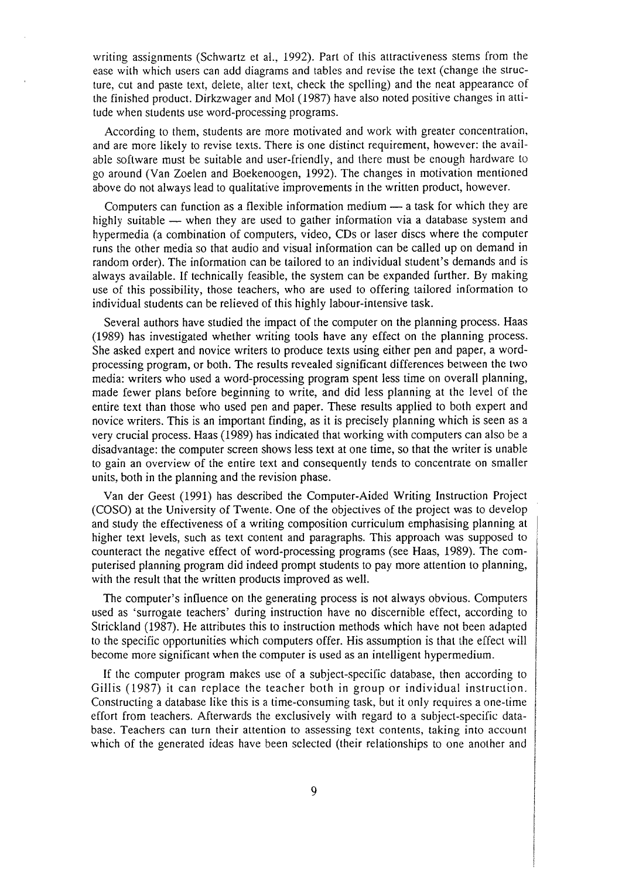writing assignments (Schwartz et al., 1992). Part of this attractiveness stems from the ease with which users can add diagrams and tables and revise the text (change the structure, cut and paste text, delete, alter text, check the spelling) and the neat appearance of the finished product. Dirkzwager and Mol (1987) have also noted positive changes in attitude when students use word-processing programs.

According to them, students are more motivated and work with greater concentration, and are more likely to revise texts. There is one distinct requirement, however: the available software must be suitable and user-friendly, and there must be enough hardware to go around (Van Zoelen and Boekenoogen, 1992). The changes in motivation mentioned above do not always lead to qualitative improvements in the written product, however.

Computers can function as a flexible information medium — a task for which they are highly suitable — when they are used to gather information via a database system and hypermedia (a combination of computers, video, CDs or laser discs where the computer runs the other media so that audio and visual information can be called up on demand in random order). The information can be tailored to an individual student's demands and is always available. If technically feasible, the system can be expanded further. By making use of this possibility, those teachers, who are used to offering tailored information to individual students can be relieved of this highly labour-intensive task.

Several authors have studied the impact of the computer on the planning process. Haas (1989) has investigated whether writing tools have any effect on the planning process. She asked expert and novice writers to produce texts using either pen and paper, a word-processing program, or both. The results revealed significant differences between the two media: writers who used a word-processing program spent less time on overall planning, made fewer plans before beginning to write, and did less planning at the level of the entire text than those who used pen and paper. These results applied to both expert and novice writers. This is an important finding, as it is precisely planning which is seen as a very crucial process. Haas (1989) has indicated that working with computers can also be a disadvantage: the computer screen shows less text at one time, so that the writer is unable to gain an overview of the entire text and consequently tends to concentrate on smaller units, both in the planning and the revision phase.

Van der Geest (1991) has described the Computer-Aided Writing Instruction Project (COSO) at the University of Twente. One of the objectives of the project was to develop and study the effectiveness of a writing composition curriculum emphasising planning at higher text levels, such as text content and paragraphs. This approach was supposed to counteract the negative effect of word-processing programs (see Haas, 1989). The computerised planning program did indeed prompt students to pay more attention to planning, with the result that the written products improved as well.

The computer's influence on the generating process is not always obvious. Computers used as 'surrogate teachers' during instruction have no discernible effect, according to Strickland (1987). He attributes this to instruction methods which have not been adapted to the specific opportunities which computers offer. His assumption is that the effect will become more significant when the computer is used as an intelligent hypermedium.

If the computer program makes use of a subject-specific database, then according to Gillis (1987) it can replace the teacher both in group or individual instruction. Constructing a database like this is a time-consuming task, but it only requires a one-time effort from teachers. Afterwards the exclusively with regard to a subject-specific database. Teachers can turn their attention to assessing text contents, taking into account which of the generated ideas have been selected (their relationships to one another and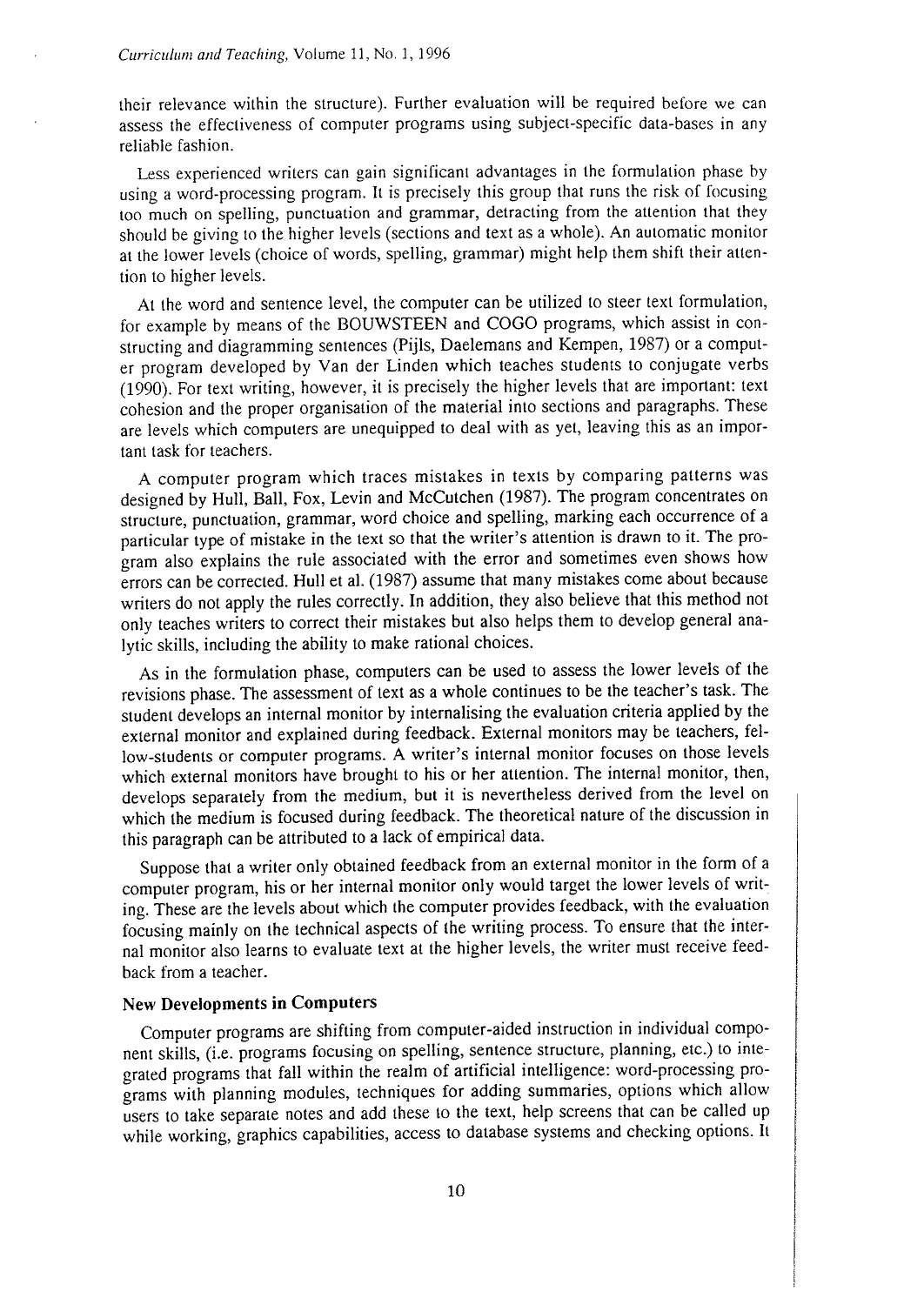their relevance within the structure). Further evaluation will be required before we can assess the effectiveness of computer programs using subject-specific data-bases in any reliable fashion.

Less experienced writers can gain significant advantages in the formulation phase by using a word-processing program. It is precisely this group that runs the risk of focusing too much on spelling, punctuation and grammar, detracting from the attention that they should be giving to the higher levels (sections and text as a whole). An automatic monitor at the lower levels (choice of words, spelling, grammar) might help them shift their attention to higher levels.

At the word and sentence level, the computer can be utilized to steer text formulation, for example by means of the BOUWSTEEN and COGO programs, which assist in constructing and diagramming sentences (Pijls, Daelemans and Kempen, 1987) or a computer program developed by Van der Linden which teaches students to conjugate verbs (1990). For text writing, however, it is precisely the higher levels that are important: text cohesion and the proper organisation of the material into sections and paragraphs. These are levels which computers are unequipped to deal with as yet, leaving this as an important task for teachers.

A computer program which traces mistakes in texts by comparing patterns was designed by Hull, Ball, Fox, Levin and McCutchen (1987). The program concentrates on structure, punctuation, grammar, word choice and spelling, marking each occurrence of a particular type of mistake in the text so that the writer's attention is drawn to it. The program also explains the rule associated with the error and sometimes even shows how errors can be corrected. Hull et al. (1987) assume that many mistakes come about because writers do not apply the rules correctly. In addition, they also believe that this method not only teaches writers to correct their mistakes but also helps them to develop general analytic skills, including the ability to make rational choices.

As in the formulation phase, computers can be used to assess the lower levels of the revisions phase. The assessment of text as a whole continues to be the teacher's task. The student develops an internal monitor by internalising the evaluation criteria applied by the external monitor and explained during feedback. External monitors may be teachers, fellow-students or computer programs. A writer's internal monitor focuses on those levels which external monitors have brought to his or her attention. The internal monitor, then, develops separately from the medium, but it is nevertheless derived from the level on which the medium is focused during feedback. The theoretical nature of the discussion in this paragraph can be attributed to a lack of empirical data.

Suppose that a writer only obtained feedback from an external monitor in the form of a computer program, his or her internal monitor only would target the lower levels of writing. These are the levels about which the computer provides feedback, with the evaluation focusing mainly on the technical aspects of the writing process. To ensure that the internal monitor also learns to evaluate text at the higher levels, the writer must receive feedback from a teacher.

### New Developments in Computers

Computer programs are shifting from computer-aided instruction in individual component skills, (i.e. programs focusing on spelling, sentence structure, planning, etc.) to integrated programs that fall within the realm of artificial intelligence: word-processing programs with planning modules, techniques for adding summaries, options which allow users to take separate notes and add these to the text, help screens that can be called up while working, graphics capabilities, access to database systems and checking options. It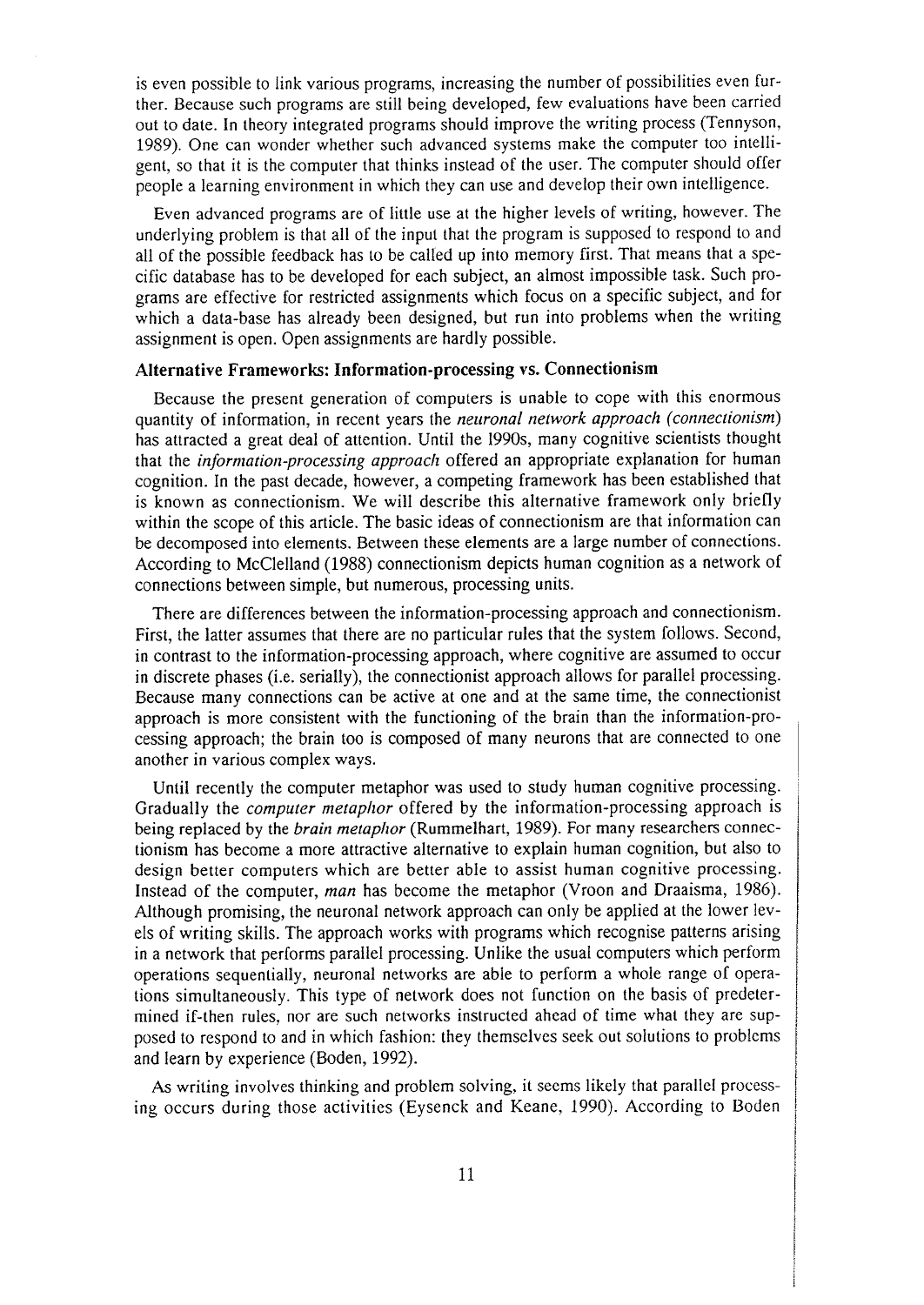is even possible to link various programs, increasing the number of possibilities even further. Because such programs are still being developed, few evaluations have been carried out to date. In theory integrated programs should improve the writing process (Tennyson, 1989). One can wonder whether such advanced systems make the computer too intelligent, so that it is the computer that thinks instead of the user. The computer should offer people a learning environment in which they can use and develop their own intelligence.

Even advanced programs are of little use at the higher levels of writing, however. The underlying problem is that all of the input that the program is supposed to respond to and all of the possible feedback has to be called up into memory first. That means that a specific database has to be developed for each subject, an almost impossible task. Such programs are effective for restricted assignments which focus on a specific subject, and for which a data-base has already been designed, but run into problems when the writing assignment is open. Open assignments are hardly possible.

### Alternative Frameworks: Information-processing vs. Connectionism

Because the present generation of computers is unable to cope with this enormous quantity of information, in recent years the *neuronal network approach (connectionism)* has attracted a great deal of attention. Until the 1990s, many cognitive scientists thought that the *information-processing approach* offered an appropriate explanation for human cognition. In the past decade, however, a competing framework has been established that is known as connectionism. We will describe this alternative framework only briefly within the scope of this article. The basic ideas of connectionism are that information can be decomposed into elements. Between these elements are a large number of connections. According to McClelland (1988) connectionism depicts human cognition as a network of connections between simple, but numerous, processing units.

There are differences between the information-processing approach and connectionism. First, the latter assumes that there are no particular rules that the system follows. Second, in contrast to the information-processing approach, where cognitive are assumed to occur in discrete phases (i.e. serially), the connectionist approach allows for parallel processing. Because many connections can be active at one and at the same time, the connectionist approach is more consistent with the functioning of the brain than the information-processing approach; the brain too is composed of many neurons that are connected to one another in various complex ways.

Until recently the computer metaphor was used to study human cognitive processing. Gradually the *computer metaphor* offered by the information-processing approach is being replaced by the *brain metaphor* (Rummelhart, 1989). For many researchers connectionism has become a more attractive alternative to explain human cognition, but also to design better computers which are better able to assist human cognitive processing. Instead of the computer, *man* has become the metaphor (Vroon and Draaisma, 1986). Although promising, the neuronal network approach can only be applied at the lower levels of writing skills. The approach works with programs which recognise patterns arising in a network that performs parallel processing. Unlike the usual computers which perform operations sequentially, neuronal networks are able to perform a whole range of operations simultaneously. This type of network does not function on the basis of predetermined if-then rules, nor are such networks instructed ahead of time what they are supposed to respond to and in which fashion: they themselves seek out solutions to problems and learn by experience (Boden, 1992).

As writing involves thinking and problem solving, it seems likely that parallel processing occurs during those activities (Eysenck and Keane, 1990). According to Boden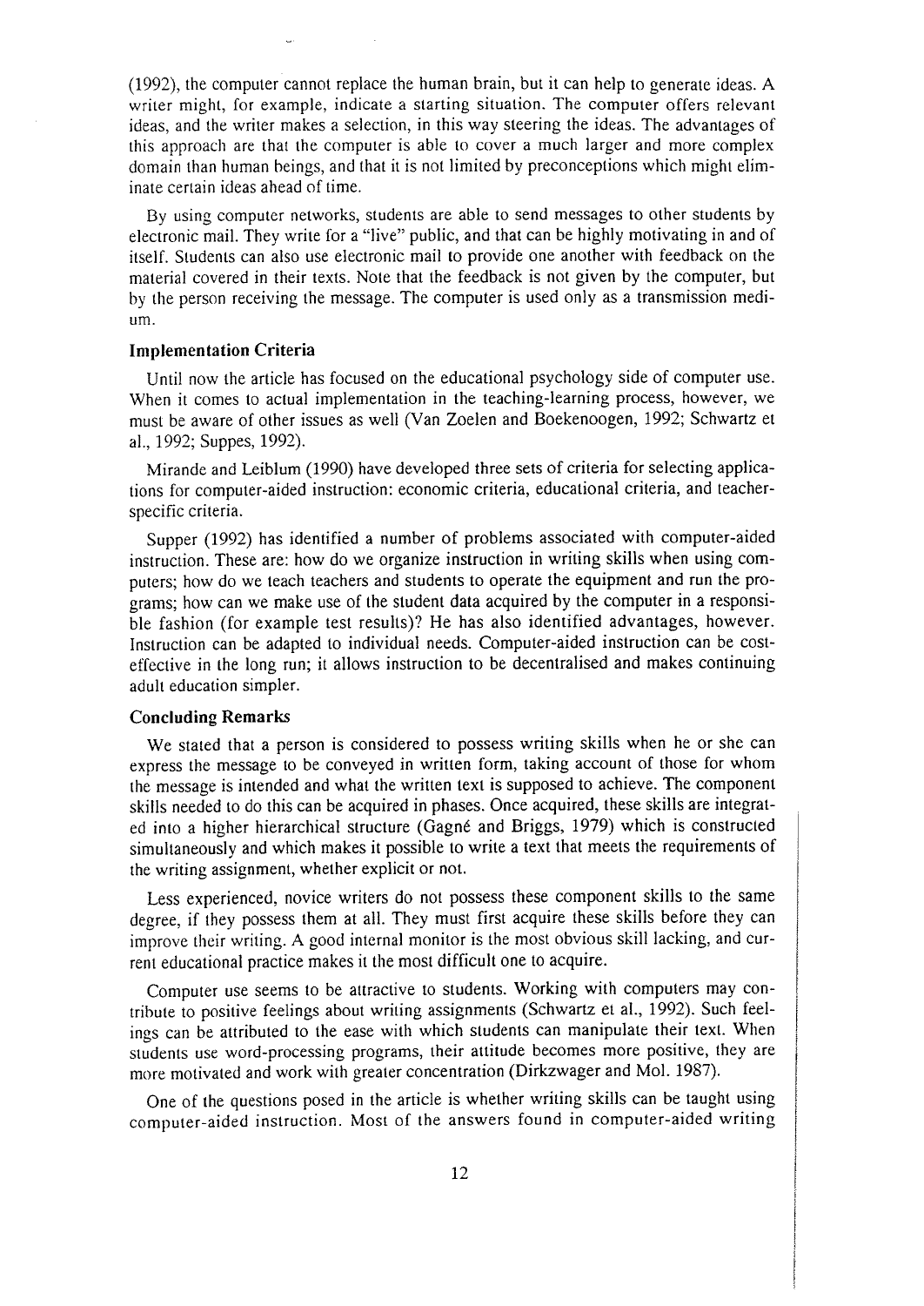(1992), the computer cannot replace the human brain, but it can help to generate ideas. A writer might, for example, indicate a starting situation. The computer offers relevant ideas, and the writer makes a selection, in this way steering the ideas. The advantages of this approach are that the computer is able to cover a much larger and more complex domain than human beings, and that it is not limited by preconceptions which might eliminate certain ideas ahead of time.

By using computer networks, students are able to send messages to other students by electronic mail. They write for a "live" public, and that can be highly motivating in and of itself. Students can also use electronic mail to provide one another with feedback on the material covered in their texts. Note that the feedback is not given by the computer, but by the person receiving the message. The computer is used only as a transmission medium.

### Implementation Criteria

Until now the article has focused on the educational psychology side of computer use. When it comes to actual implementation in the teaching-learning process, however, we must be aware of other issues as well (Van Zoelen and Boekenoogen, 1992; Schwartz et al., 1992; Suppes, 1992).

Mirande and Leiblum (1990) have developed three sets of criteria for selecting applications for computer-aided instruction: economic criteria, educational criteria, and teacher-specific criteria.

Supper (1992) has identified a number of problems associated with computer-aided instruction. These are: how do we organize instruction in writing skills when using computers; how do we teach teachers and students to operate the equipment and run the programs; how can we make use of the student data acquired by the computer in a responsible fashion (for example test results)? He has also identified advantages, however. Instruction can be adapted to individual needs. Computer-aided instruction can be cost-effective in the long run; it allows instruction to be decentralised and makes continuing adult education simpler.

### Concluding Remarks

We stated that a person is considered to possess writing skills when he or she can express the message to be conveyed in written form, taking account of those for whom the message is intended and what the written text is supposed to achieve. The component skills needed to do this can be acquired in phases. Once acquired, these skills are integrated into a higher hierarchical structure (Gagné and Briggs, 1979) which is constructed simultaneously and which makes it possible to write a text that meets the requirements of the writing assignment, whether explicit or not.

Less experienced, novice writers do not possess these component skills to the same degree, if they possess them at all. They must first acquire these skills before they can improve their writing. A good internal monitor is the most obvious skill lacking, and current educational practice makes it the most difficult one to acquire.

Computer use seems to be attractive to students. Working with computers may contribute to positive feelings about writing assignments (Schwartz et al., 1992). Such feelings can be attributed to the ease with which students can manipulate their text. When students use word-processing programs, their attitude becomes more positive, they are more motivated and work with greater concentration (Dirkzwager and Mol. 1987).

One of the questions posed in the article is whether writing skills can be taught using computer-aided instruction. Most of the answers found in computer-aided writing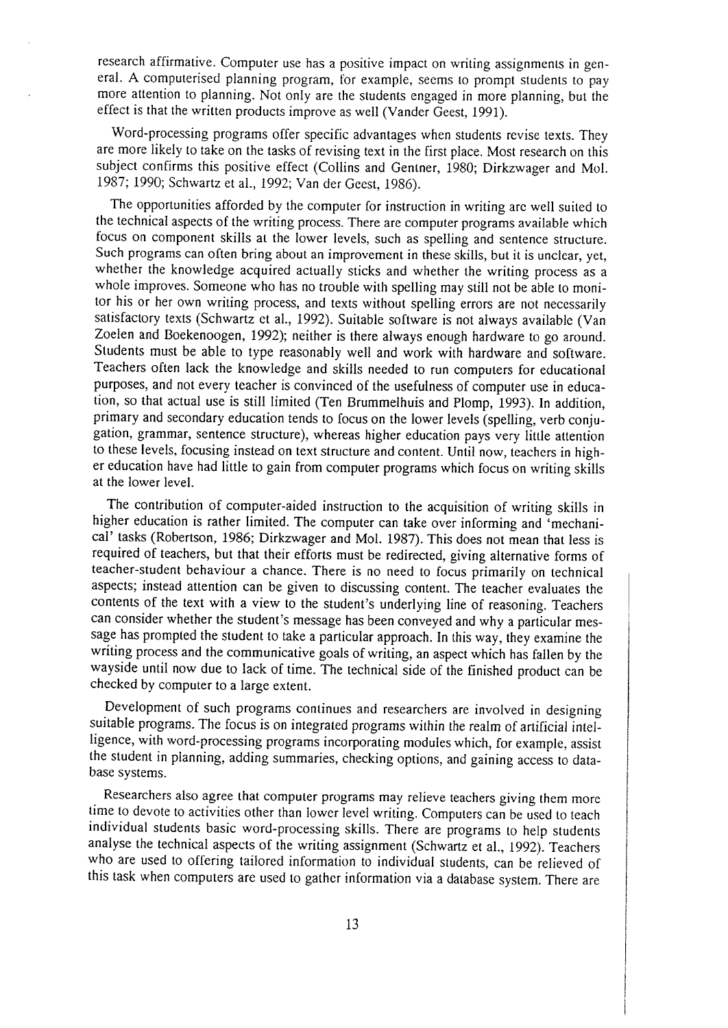research affirmative. Computer use has a positive impact on writing assignments in general. A computerised planning program, for example, seems to prompt students to pay more attention to planning. Not only are the students engaged in more planning, but the effect is that the written products improve as well (Vander Geest, 1991).

Word-processing programs offer specific advantages when students revise texts. They are more likely to take on the tasks of revising text in the first place. Most research on this subject confirms this positive effect (Collins and Gentner, 1980; Dirkzwager and Mol. 1987; 1990; Schwartz et al., 1992; Van der Geest, 1986).

The opportunities afforded by the computer for instruction in writing are well suited to the technical aspects of the writing process. There are computer programs available which focus on component skills at the lower levels, such as spelling and sentence structure. Such programs can often bring about an improvement in these skills, but it is unclear, yet, whether the knowledge acquired actually sticks and whether the writing process as a whole improves. Someone who has no trouble with spelling may still not be able to monitor his or her own writing process, and texts without spelling errors are not necessarily satisfactory texts (Schwartz et al., 1992). Suitable software is not always available (Van Zoelen and Boekenoogen, 1992); neither is there always enough hardware to go around. Students must be able to type reasonably well and work with hardware and software. Teachers often lack the knowledge and skills needed to run computers for educational purposes, and not every teacher is convinced of the usefulness of computer use in education, so that actual use is still limited (Ten Brummelhuis and Plomp, 1993). In addition, primary and secondary education tends to focus on the lower levels (spelling, verb conjugation, grammar, sentence structure), whereas higher education pays very little attention to these levels, focusing instead on text structure and content. Until now, teachers in higher education have had little to gain from computer programs which focus on writing skills at the lower level.

The contribution of computer-aided instruction to the acquisition of writing skills in higher education is rather limited. The computer can take over informing and 'mechanical' tasks (Robertson, 1986; Dirkzwager and Mol. 1987). This does not mean that less is required of teachers, but that their efforts must be redirected, giving alternative forms of teacher-student behaviour a chance. There is no need to focus primarily on technical aspects; instead attention can be given to discussing content. The teacher evaluates the contents of the text with a view to the student's underlying line of reasoning. Teachers can consider whether the student's message has been conveyed and why a particular message has prompted the student to take a particular approach. In this way, they examine the writing process and the communicative goals of writing, an aspect which has fallen by the wayside until now due to lack of time. The technical side of the finished product can be checked by computer to a large extent.

Development of such programs continues and researchers are involved in designing suitable programs. The focus is on integrated programs within the realm of artificial intelligence, with word-processing programs incorporating modules which, for example, assist the student in planning, adding summaries, checking options, and gaining access to database systems.

Researchers also agree that computer programs may relieve teachers giving them more time to devote to activities other than lower level writing. Computers can be used to teach individual students basic word-processing skills. There are programs to help students analyse the technical aspects of the writing assignment (Schwartz et al., 1992). Teachers who are used to offering tailored information to individual students, can be relieved of this task when computers are used to gather information via a database system. There are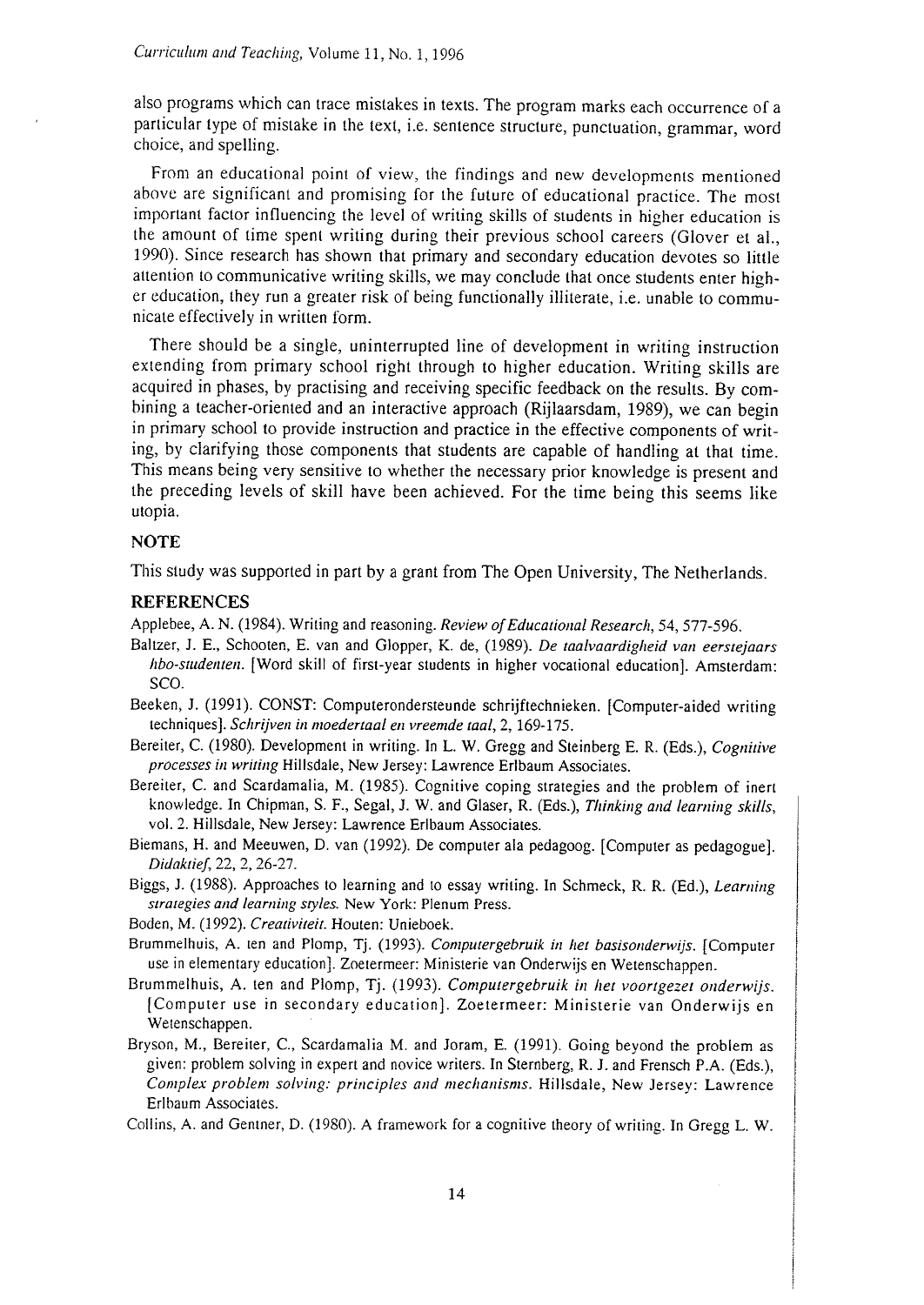also programs which can trace mistakes in texts. The program marks each occurrence of a particular type of mistake in the text, i.e. sentence structure, punctuation, grammar, word choice, and spelling.

From an educational point of view, the findings and new developments mentioned above are significant and promising for the future of educational practice. The most important factor influencing the level of writing skills of students in higher education is the amount of time spent writing during their previous school careers (Glover et al., 1990). Since research has shown that primary and secondary education devotes so little attention to communicative writing skills, we may conclude that once students enter higher education, they run a greater risk of being functionally illiterate, i.e. unable to communicate effectively in written form.

There should be a single, uninterrupted line of development in writing instruction extending from primary school right through to higher education. Writing skills are acquired in phases, by practising and receiving specific feedback on the results. By combining a teacher-oriented and an interactive approach (Rijlaarsdam, 1989), we can begin in primary school to provide instruction and practice in the effective components of writing, by clarifying those components that students are capable of handling at that time. This means being very sensitive to whether the necessary prior knowledge is present and the preceding levels of skill have been achieved. For the time being this seems like utopia.

## NOTE

This study was supported in part by a grant from The Open University, The Netherlands.

## REFERENCES

Applebee, A. N. (1984). Writing and reasoning. *Review of Educational Research*, 54, 577-596.

Baltzer, J. E., Schooten, E. van and Glopper, K. de, (1989). *De taalvaardigheid van eerstejaars hbo-studenten.* [Word skill of first-year students in higher vocational education]. Amsterdam: SCO.

Beeken, J. (1991). CONST: Computerondersteunde schrijftechnieken. [Computer-aided writing techniques]. *Schrijven in moedertaal en vreemde taal*, 2, 169-175.

Bereiter, C. (1980). Development in writing. In L. W. Gregg and Steinberg E. R. (Eds.), *Cognitive processes in writing* Hillsdale, New Jersey: Lawrence Erlbaum Associates.

Bereiter, C. and Scardamalia, M. (1985). Cognitive coping strategies and the problem of inert knowledge. In Chipman, S. F., Segal, J. W. and Glaser, R. (Eds.), *Thinking and learning skills*, vol. 2. Hillsdale, New Jersey: Lawrence Erlbaum Associates.

Biemans, H. and Meeuwen, D. van (1992). De computer ala pedagoog. [Computer as pedagogue]. *Didaktief*, 22, 2, 26-27.

Biggs, J. (1988). Approaches to learning and to essay writing. In Schmeck, R. R. (Ed.), *Learning strategies and learning styles.* New York: Plenum Press.

Boden, M. (1992). *Creativiteit.* Houten: Unieboek.

Brummelhuis, A. ten and Plomp, Tj. (1993). *Computergebruik in het basisonderwijs.* [Computer use in elementary education]. Zoetermeer: Ministerie van Onderwijs en Wetenschappen.

Brummelhuis, A. ten and Plomp, Tj. (1993). *Computergebruik in het voortgezet onderwijs.* [Computer use in secondary education]. Zoetermeer: Ministerie van Onderwijs en Wetenschappen.

Bryson, M., Bereiter, C., Scardamalia M. and Joram, E. (1991). Going beyond the problem as given: problem solving in expert and novice writers. In Sternberg, R. J. and Frensch P.A. (Eds.), *Complex problem solving: principles and mechanisms.* Hillsdale, New Jersey: Lawrence Erlbaum Associates.

Collins, A. and Gentner, D. (1980). A framework for a cognitive theory of writing. In Gregg L. W.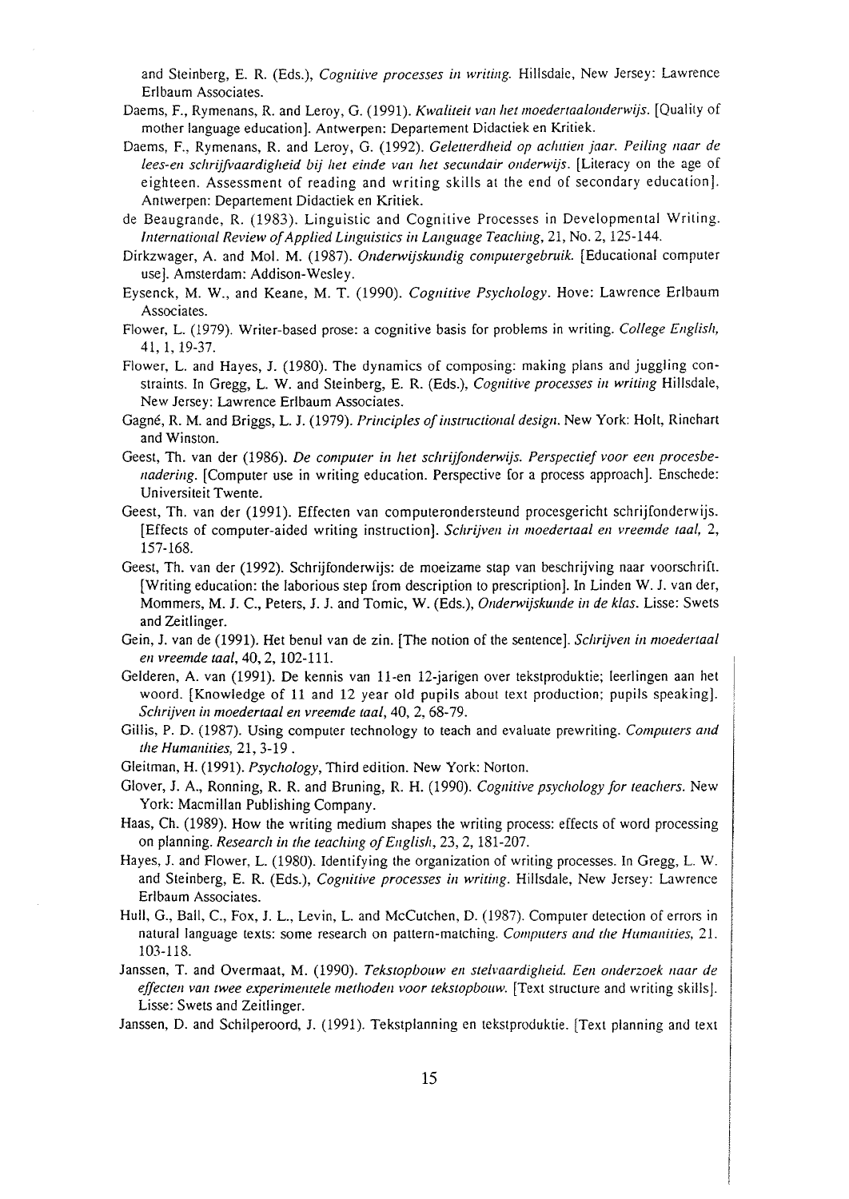and Steinberg, E. R. (Eds.), *Cognitive processes in writing.* Hillsdale, New Jersey: Lawrence Erlbaum Associates.

Daems, F., Rymenans, R. and Leroy, G. (1991). *Kwaliteit van het moedertaalonderwijs.* [Quality of mother language education]. Antwerpen: Departement Didactiek en Kritiek.

Daems, F., Rymenans, R. and Leroy, G. (1992). *Geletterdheid op achttien jaar. Peiling naar de lees-en schrijfvaardigheid bij het einde van het secundair onderwijs.* [Literacy on the age of eighteen. Assessment of reading and writing skills at the end of secondary education]. Antwerpen: Departement Didactiek en Kritiek.

de Beaugrande, R. (1983). Linguistic and Cognitive Processes in Developmental Writing. *International Review of Applied Linguistics in Language Teaching*, 21, No. 2, 125-144.

Dirkzwager, A. and Mol. M. (1987). *Onderwijskundig computergebruik.* [Educational computer use]. Amsterdam: Addison-Wesley.

Eysenck, M. W., and Keane, M. T. (1990). *Cognitive Psychology.* Hove: Lawrence Erlbaum Associates.

Flower, L. (1979). Writer-based prose: a cognitive basis for problems in writing. *College English*, 41, 1, 19-37.

Flower, L. and Hayes, J. (1980). The dynamics of composing: making plans and juggling constraints. In Gregg, L. W. and Steinberg, E. R. (Eds.), *Cognitive processes in writing* Hillsdale, New Jersey: Lawrence Erlbaum Associates.

Gagné, R. M. and Briggs, L. J. (1979). *Principles of instructional design.* New York: Holt, Rinehart and Winston.

Geest, Th. van der (1986). *De computer in het schrijfonderwijs. Perspectief voor een procesbenadering.* [Computer use in writing education. Perspective for a process approach]. Enschede: Universiteit Twente.

Geest, Th. van der (1991). Effecten van computerondersteund procesgericht schrijfonderwijs. [Effects of computer-aided writing instruction]. *Schrijven in moedertaal en vreemde taal,* 2, 157-168.

Geest, Th. van der (1992). Schrijfonderwijs: de moeizame stap van beschrijving naar voorschrift. [Writing education: the laborious step from description to prescription]. In Linden W. J. van der, Mommers, M. J. C., Peters, J. J. and Tomic, W. (Eds.), *Onderwijskunde in de klas.* Lisse: Swets and Zeitlinger.

Gein, J. van de (1991). Het benul van de zin. [The notion of the sentence]. *Schrijven in moedertaal en vreemde taal*, 40, 2, 102-111.

Gelderen, A. van (1991). De kennis van 11-en 12-jarigen over tekstproduktie; leerlingen aan het woord. [Knowledge of 11 and 12 year old pupils about text production; pupils speaking]. *Schrijven in moedertaal en vreemde taal*, 40, 2, 68-79.

Gillis, P. D. (1987). Using computer technology to teach and evaluate prewriting. *Computers and the Humanities,* 21, 3-19 .

Gleitman, H. (1991). *Psychology*, Third edition. New York: Norton.

Glover, J. A., Ronning, R. R. and Bruning, R. H. (1990). *Cognitive psychology for teachers.* New York: Macmillan Publishing Company.

Haas, Ch. (1989). How the writing medium shapes the writing process: effects of word processing on planning. *Research in the teaching of English*, 23, 2, 181-207.

Hayes, J. and Flower, L. (1980). Identifying the organization of writing processes. In Gregg, L. W. and Steinberg, E. R. (Eds.), *Cognitive processes in writing.* Hillsdale, New Jersey: Lawrence Erlbaum Associates.

Hull, G., Ball, C., Fox, J. L., Levin, L. and McCutchen, D. (1987). Computer detection of errors in natural language texts: some research on pattern-matching. *Computers and the Humanities*, 21. 103-118.

Janssen, T. and Overmaat, M. (1990). *Tekstopbouw en stelvaardigheid. Een onderzoek naar de effecten van twee experimentele methoden voor tekstopbouw.* [Text structure and writing skills]. Lisse: Swets and Zeitlinger.

Janssen, D. and Schilperoord, J. (1991). Tekstplanning en tekstproduktie. [Text planning and text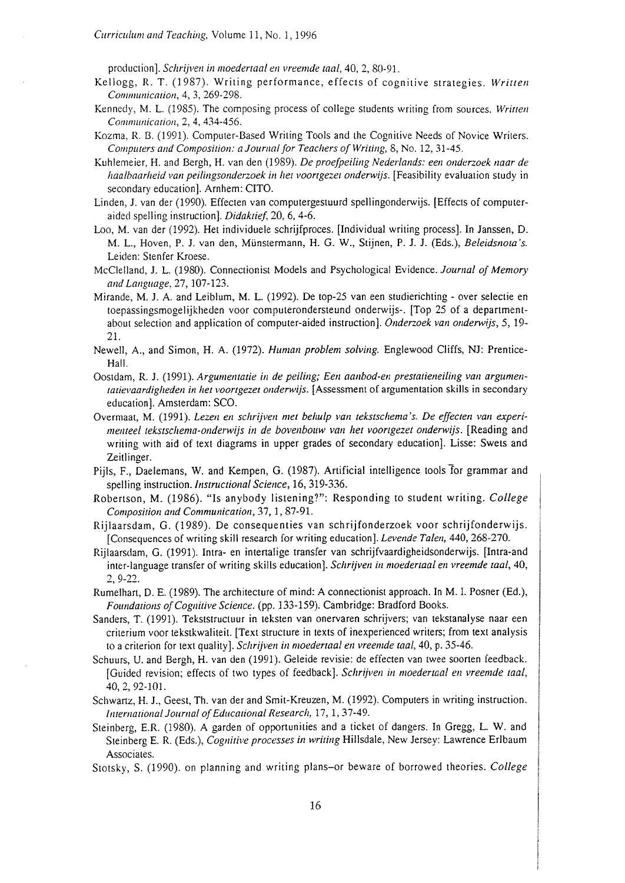production]. *Schrijven in moedertaal en vreemde taal*, 40, 2, 80-91.

Kellogg, R. T. (1987). Writing performance, effects of cognitive strategies. *Written Communication*, 4, 3, 269-298.

Kennedy, M. L. (1985). The composing process of college students writing from sources. *Written Communication*, 2, 4, 434-456.

Kozma, R. B. (1991). Computer-Based Writing Tools and the Cognitive Needs of Novice Writers. *Computers and Composition: a Journal for Teachers of Writing*, 8, No. 12, 31-45.

Kuhlemeier, H. and Bergh, H. van den (1989). *De proefpeiling Nederlands: een onderzoek naar de haalbaarheid van peilingsonderzoek in het voortgezet onderwijs.* [Feasibility evaluation study in secondary education]. Arnhem: CITO.

Linden, J. van der (1990). Effecten van computergestuurd spellingonderwijs. [Effects of computer-aided spelling instruction]. *Didaktief*, 20, 6, 4-6.

Loo, M. van der (1992). Het individuele schrijfproces. [Individual writing process]. In Janssen, D. M. L., Hoven, P. J. van den, Münstermann, H. G. W., Stijnen, P. J. J. (Eds.), *Beleidsnota's.* Leiden: Stenfer Kroese.

McClelland, J. L. (1980). Connectionist Models and Psychological Evidence. *Journal of Memory and Language*, 27, 107-123.

Mirande, M. J. A. and Leiblum, M. L. (1992). De top-25 van een studierichting - over selectie en toepassingsmogelijkheden voor computerondersteund onderwijs-. [Top 25 of a department-about selection and application of computer-aided instruction]. *Onderzoek van onderwijs*, 5, 19-21.

Newell, A., and Simon, H. A. (1972). *Human problem solving.* Englewood Cliffs, NJ: Prentice-Hall.

Oostdam, R. J. (1991). *Argumentatie in de peiling; Een aanbod-en prestatieneiling van argumentatievaardigheden in het voortgezet onderwijs.* [Assessment of argumentation skills in secondary education]. Amsterdam: SCO.

Overmaat, M. (1991). *Lezen en schrijven met behulp van tekstschema's. De effecten van experimenteel tekstschema-onderwijs in de bovenbouw van het voortgezet onderwijs.* [Reading and writing with aid of text diagrams in upper grades of secondary education]. Lisse: Swets and Zeitlinger.

Pijls, F., Daelemans, W. and Kempen, G. (1987). Artificial intelligence tools for grammar and spelling instruction. *Instructional Science*, 16, 319-336.

Robertson, M. (1986). "Is anybody listening?": Responding to student writing. *College Composition and Communication*, 37, 1, 87-91.

Rijlaarsdam, G. (1989). De consequenties van schrijfonderzoek voor schrijfonderwijs. [Consequences of writing skill research for writing education]. *Levende Talen*, 440, 268-270.

Rijlaarsdam, G. (1991). Intra- en intertalige transfer van schrijfvaardigheidsonderwijs. [Intra-and inter-language transfer of writing skills education]. *Schrijven in moedertaal en vreemde taal*, 40, 2, 9-22.

Rumelhart, D. E. (1989). The architecture of mind: A connectionist approach. In M. I. Posner (Ed.), *Foundations of Cognitive Science.* (pp. 133-159). Cambridge: Bradford Books.

Sanders, T. (1991). Tekststructuur in teksten van onervaren schrijvers; van tekstanalyse naar een criterium voor tekstkwaliteit. [Text structure in texts of inexperienced writers; from text analysis to a criterion for text quality]. *Schrijven in moedertaal en vreemde taal*, 40, p. 35-46.

Schuurs, U. and Bergh, H. van den (1991). Geleide revisie: de effecten van twee soorten feedback. [Guided revision; effects of two types of feedback]. *Schrijven in moedertaal en vreemde taal*, 40, 2, 92-101.

Schwartz, H. J., Geest, Th. van der and Smit-Kreuzen, M. (1992). Computers in writing instruction. *International Journal of Educational Research*, 17, 1, 37-49.

Steinberg, E.R. (1980). A garden of opportunities and a ticket of dangers. In Gregg, L. W. and Steinberg E. R. (Eds.), *Cognitive processes in writing* Hillsdale, New Jersey: Lawrence Erlbaum Associates.

Stotsky, S. (1990). on planning and writing plans–or beware of borrowed theories. *College*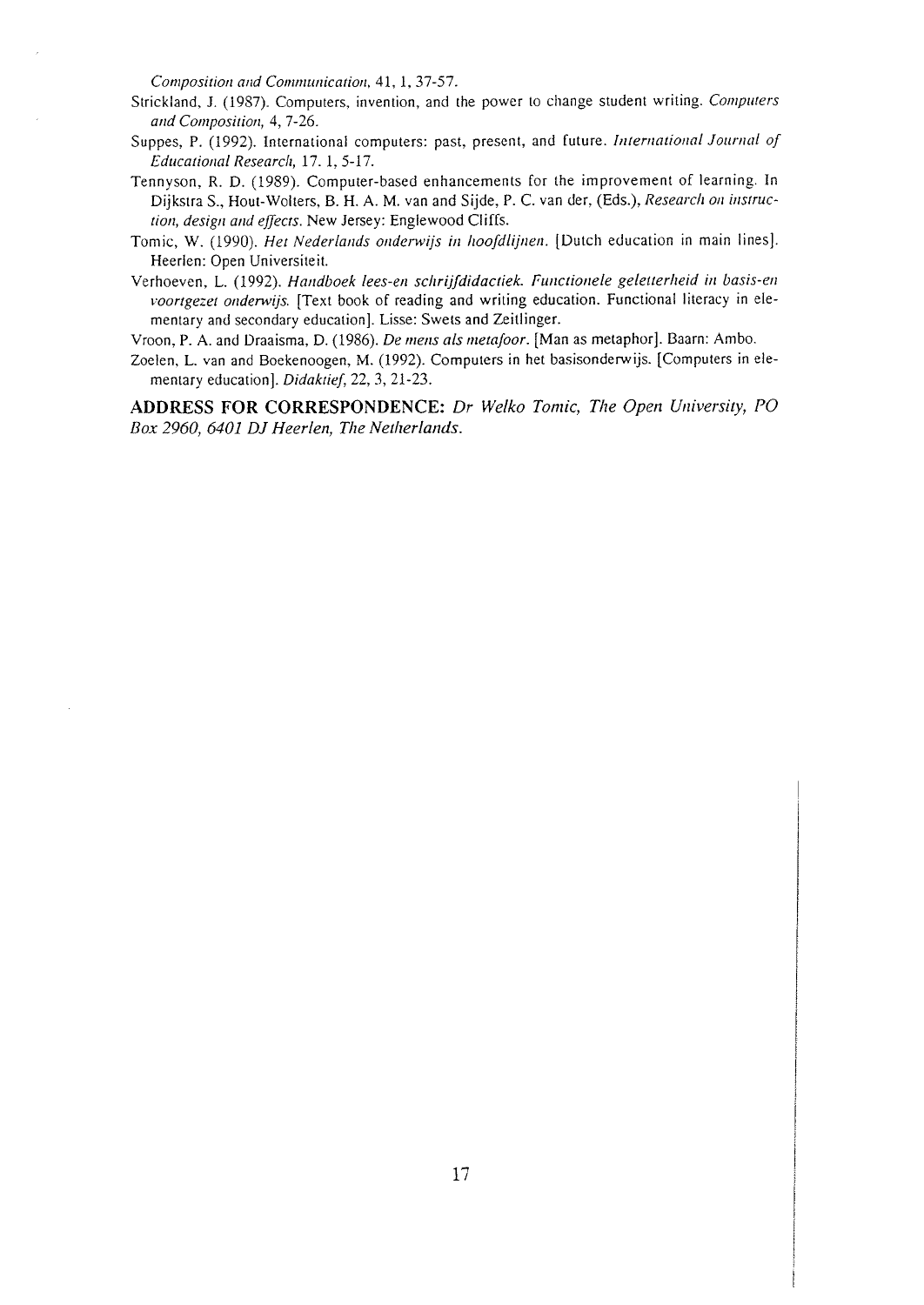*Composition and Communication*, 41, 1, 37-57.

Strickland, J. (1987). Computers, invention, and the power to change student writing. *Computers and Composition*, 4, 7-26.

Suppes, P. (1992). International computers: past, present, and future. *International Journal of Educational Research*, 17. 1, 5-17.

Tennyson, R. D. (1989). Computer-based enhancements for the improvement of learning. In Dijkstra S., Hout-Wolters, B. H. A. M. van and Sijde, P. C. van der, (Eds.), *Research on instruction, design and effects*. New Jersey: Englewood Cliffs.

Tomic, W. (1990). *Het Nederlands onderwijs in hoofdlijnen*. [Dutch education in main lines]. Heerlen: Open Universiteit.

Verhoeven, L. (1992). *Handboek lees-en schrijfdidactiek. Functionele geletterheid in basis-en voortgezet onderwijs.* [Text book of reading and writing education. Functional literacy in elementary and secondary education]. Lisse: Swets and Zeitlinger.

Vroon, P. A. and Draaisma, D. (1986). *De mens als metafoor*. [Man as metaphor]. Baarn: Ambo.

Zoelen, L. van and Boekenoogen, M. (1992). Computers in het basisonderwijs. [Computers in elementary education]. *Didaktief*, 22, 3, 21-23.

**ADDRESS FOR CORRESPONDENCE:** *Dr Welko Tomic, The Open University, PO Box 2960, 6401 DJ Heerlen, The Netherlands.*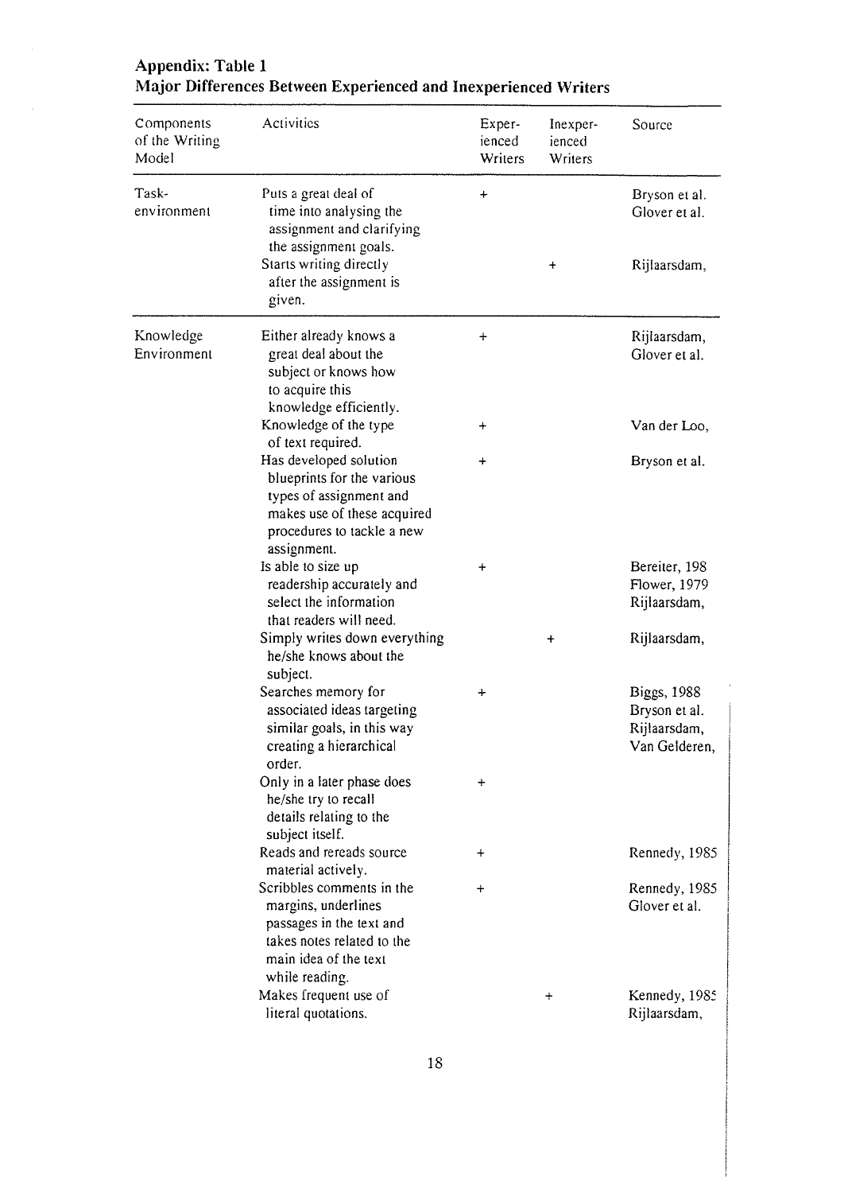**Appendix: Table 1**
**Major Differences Between Experienced and Inexperienced Writers**

| Components of the Writing Model | Activities | Experienced Writers | Inexperienced Writers | Source |
|---|---|---|---|---|
| Task-environment | Puts a great deal of time into analysing the assignment and clarifying the assignment goals. | + | | Bryson et al. Glover et al. |
| | Starts writing directly after the assignment is given. | | + | Rijlaarsdam, |
| Knowledge Environment | Either already knows a great deal about the subject or knows how to acquire this knowledge efficiently. | + | | Rijlaarsdam, Glover et al. |
| | Knowledge of the type of text required. | + | | Van der Loo, |
| | Has developed solution blueprints for the various types of assignment and makes use of these acquired procedures to tackle a new assignment. | + | | Bryson et al. |
| | Is able to size up readership accurately and select the information that readers will need. | + | | Bereiter, 198 Flower, 1979 Rijlaarsdam, |
| | Simply writes down everything he/she knows about the subject. | | + | Rijlaarsdam, |
| | Searches memory for associated ideas targeting similar goals, in this way creating a hierarchical order. | + | | Biggs, 1988 Bryson et al. Rijlaarsdam, Van Gelderen, |
| | Only in a later phase does he/she try to recall details relating to the subject itself. | + | | |
| | Reads and rereads source material actively. | + | | Rennedy, 1985 |
| | Scribbles comments in the margins, underlines passages in the text and takes notes related to the main idea of the text while reading. | + | | Rennedy, 1985 Glover et al. |
| | Makes frequent use of literal quotations. | | + | Kennedy, 1985 Rijlaarsdam, |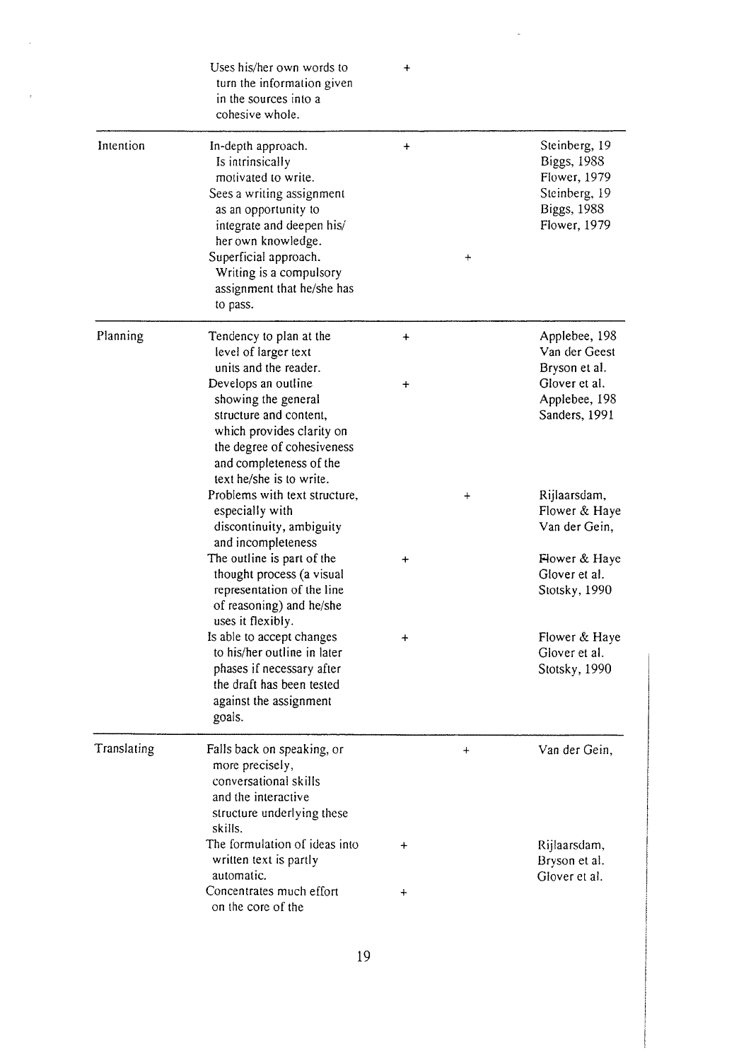| | | | | |
|---|---|---|---|---|
| | Uses his/her own words to turn the information given in the sources into a cohesive whole. | + | | |
| Intention | In-depth approach. Is intrinsically motivated to write. | + | | Steinberg, 19<br>Biggs, 1988<br>Flower, 1979 |
| | Sees a writing assignment as an opportunity to integrate and deepen his/her own knowledge. | | | Steinberg, 19<br>Biggs, 1988<br>Flower, 1979 |
| | Superficial approach. Writing is a compulsory assignment that he/she has to pass. | | + | |
| Planning | Tendency to plan at the level of larger text units and the reader. | + | | Applebee, 198<br>Van der Geest<br>Bryson et al. |
| | Develops an outline showing the general structure and content, which provides clarity on the degree of cohesiveness and completeness of the text he/she is to write. | + | | Glover et al.<br>Applebee, 198<br>Sanders, 1991 |
| | Problems with text structure, especially with discontinuity, ambiguity and incompleteness | | + | Rijlaarsdam,<br>Flower & Haye<br>Van der Gein, |
| | The outline is part of the thought process (a visual representation of the line of reasoning) and he/she uses it flexibly. | + | | Flower & Haye<br>Glover et al.<br>Stotsky, 1990 |
| | Is able to accept changes to his/her outline in later phases if necessary after the draft has been tested against the assignment goals. | + | | Flower & Haye<br>Glover et al.<br>Stotsky, 1990 |
| Translating | Falls back on speaking, or more precisely, conversational skills and the interactive structure underlying these skills. | | + | Van der Gein, |
| | The formulation of ideas into written text is partly automatic. | + | | Rijlaarsdam,<br>Bryson et al.<br>Glover et al. |
| | Concentrates much effort on the core of the | + | | |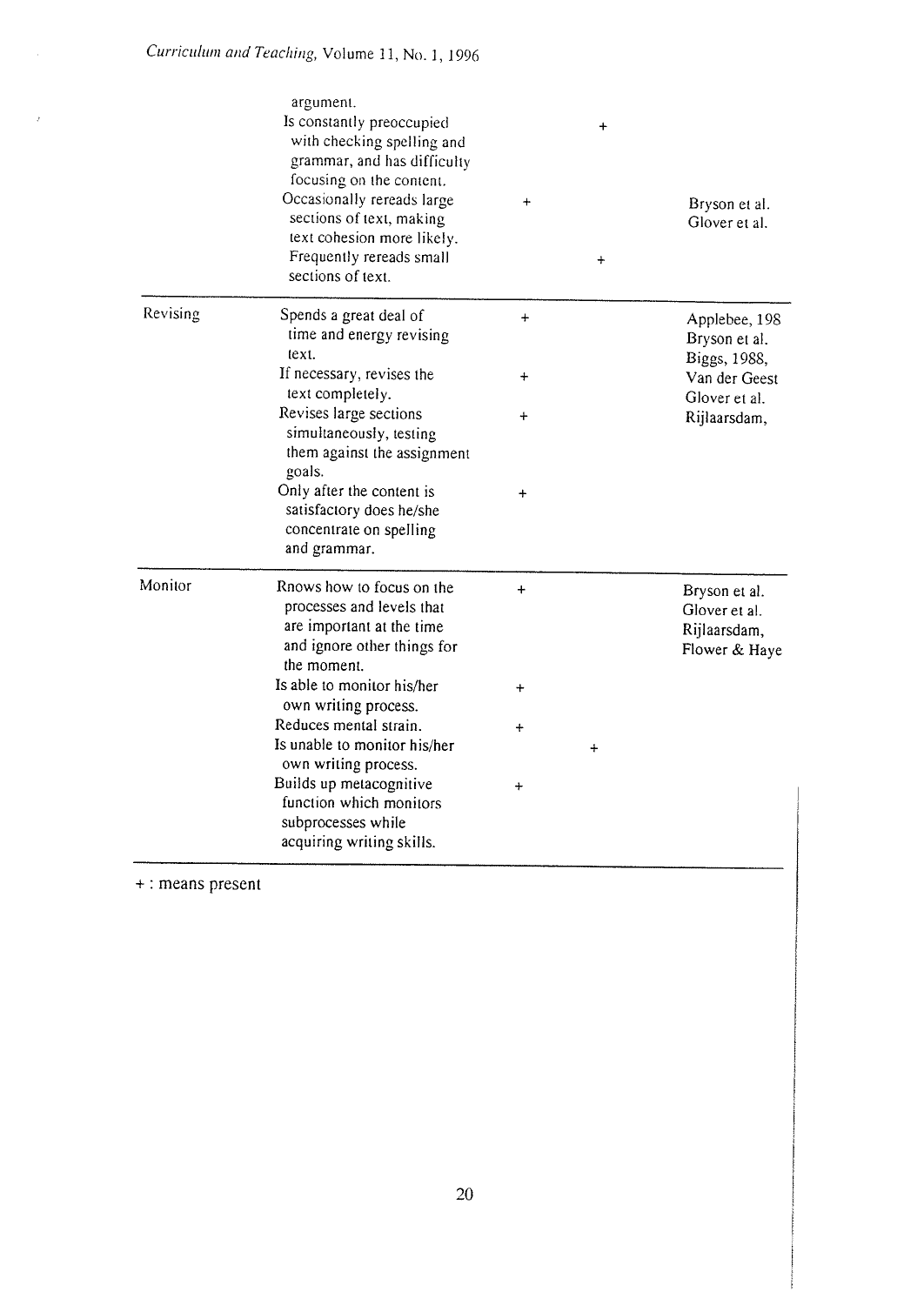| | | | | |
|---|---|---|---|---|
| | argument. | | | |
| | Is constantly preoccupied with checking spelling and grammar, and has difficulty focusing on the content. | | + | |
| | Occasionally rereads large sections of text, making text cohesion more likely. | + | | Bryson et al. Glover et al. |
| | Frequently rereads small sections of text. | | + | |
| Revising | Spends a great deal of time and energy revising text. | + | | Applebee, 198 Bryson et al. Biggs, 1988, Van der Geest Glover et al. Rijlaarsdam, |
| | If necessary, revises the text completely. | + | | |
| | Revises large sections simultaneously, testing them against the assignment goals. | + | | |
| | Only after the content is satisfactory does he/she concentrate on spelling and grammar. | + | | |
| Monitor | Rnows how to focus on the processes and levels that are important at the time and ignore other things for the moment. | + | | Bryson et al. Glover et al. Rijlaarsdam, Flower & Haye |
| | Is able to monitor his/her own writing process. | + | | |
| | Reduces mental strain. | + | | |
| | Is unable to monitor his/her own writing process. | | + | |
| | Builds up metacognitive function which monitors subprocesses while acquiring writing skills. | + | | |

+ : means present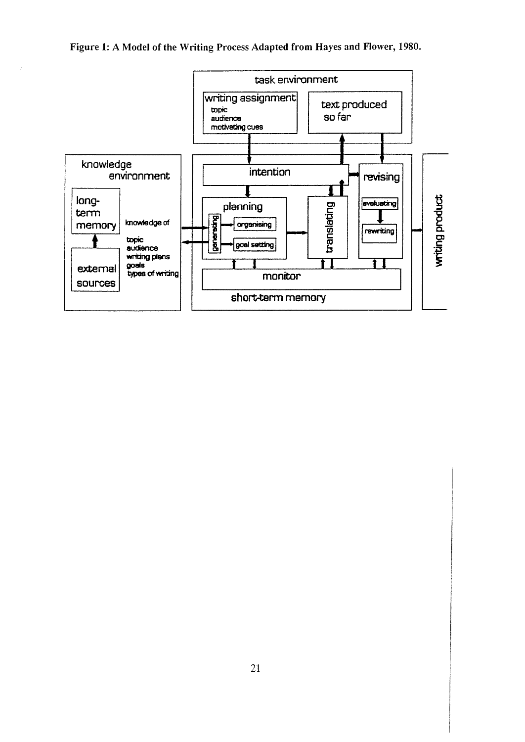**Figure 1: A Model of the Writing Process Adapted from Hayes and Flower, 1980.**

task environment

writing assignment
topic
audience
motivating cues

text produced
so far

knowledge
environment

long-
term
memory

external
sources

knowledge of

topic
audience
writing plans
goals
types of writing

intention

planning

generating

organising

goal setting

translating

revising

evaluating

rewriting

monitor

short-term memory

writing product